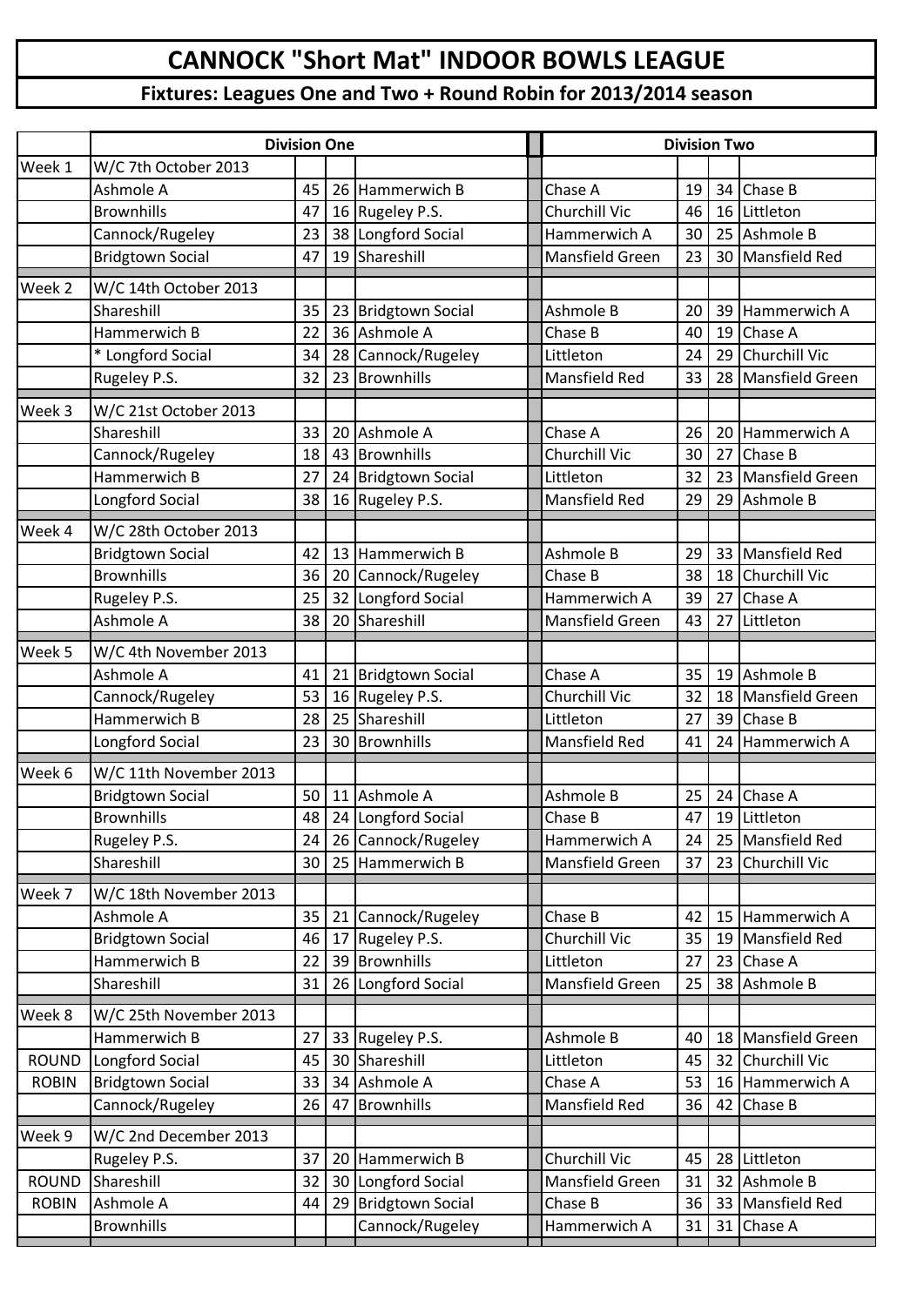# CANNOCK "Short Mat" INDOOR BOWLS LEAGUE

## Fixtures: Leagues One and Two + Round Robin for 2013/2014 season

| | Division One | | | | Division Two | | | |
|---|---|---|---|---|---|---|---|---|
| Week 1 | W/C 7th October 2013 | | | | | | | |
| | Ashmole A | 45 | 26 | Hammerwich B | Chase A | 19 | 34 | Chase B |
| | Brownhills | 47 | 16 | Rugeley P.S. | Churchill Vic | 46 | 16 | Littleton |
| | Cannock/Rugeley | 23 | 38 | Longford Social | Hammerwich A | 30 | 25 | Ashmole B |
| | Bridgtown Social | 47 | 19 | Shareshill | Mansfield Green | 23 | 30 | Mansfield Red |
| Week 2 | W/C 14th October 2013 | | | | | | | |
| | Shareshill | 35 | 23 | Bridgtown Social | Ashmole B | 20 | 39 | Hammerwich A |
| | Hammerwich B | 22 | 36 | Ashmole A | Chase B | 40 | 19 | Chase A |
| | * Longford Social | 34 | 28 | Cannock/Rugeley | Littleton | 24 | 29 | Churchill Vic |
| | Rugeley P.S. | 32 | 23 | Brownhills | Mansfield Red | 33 | 28 | Mansfield Green |
| Week 3 | W/C 21st October 2013 | | | | | | | |
| | Shareshill | 33 | 20 | Ashmole A | Chase A | 26 | 20 | Hammerwich A |
| | Cannock/Rugeley | 18 | 43 | Brownhills | Churchill Vic | 30 | 27 | Chase B |
| | Hammerwich B | 27 | 24 | Bridgtown Social | Littleton | 32 | 23 | Mansfield Green |
| | Longford Social | 38 | 16 | Rugeley P.S. | Mansfield Red | 29 | 29 | Ashmole B |
| Week 4 | W/C 28th October 2013 | | | | | | | |
| | Bridgtown Social | 42 | 13 | Hammerwich B | Ashmole B | 29 | 33 | Mansfield Red |
| | Brownhills | 36 | 20 | Cannock/Rugeley | Chase B | 38 | 18 | Churchill Vic |
| | Rugeley P.S. | 25 | 32 | Longford Social | Hammerwich A | 39 | 27 | Chase A |
| | Ashmole A | 38 | 20 | Shareshill | Mansfield Green | 43 | 27 | Littleton |
| Week 5 | W/C 4th November 2013 | | | | | | | |
| | Ashmole A | 41 | 21 | Bridgtown Social | Chase A | 35 | 19 | Ashmole B |
| | Cannock/Rugeley | 53 | 16 | Rugeley P.S. | Churchill Vic | 32 | 18 | Mansfield Green |
| | Hammerwich B | 28 | 25 | Shareshill | Littleton | 27 | 39 | Chase B |
| | Longford Social | 23 | 30 | Brownhills | Mansfield Red | 41 | 24 | Hammerwich A |
| Week 6 | W/C 11th November 2013 | | | | | | | |
| | Bridgtown Social | 50 | 11 | Ashmole A | Ashmole B | 25 | 24 | Chase A |
| | Brownhills | 48 | 24 | Longford Social | Chase B | 47 | 19 | Littleton |
| | Rugeley P.S. | 24 | 26 | Cannock/Rugeley | Hammerwich A | 24 | 25 | Mansfield Red |
| | Shareshill | 30 | 25 | Hammerwich B | Mansfield Green | 37 | 23 | Churchill Vic |
| Week 7 | W/C 18th November 2013 | | | | | | | |
| | Ashmole A | 35 | 21 | Cannock/Rugeley | Chase B | 42 | 15 | Hammerwich A |
| | Bridgtown Social | 46 | 17 | Rugeley P.S. | Churchill Vic | 35 | 19 | Mansfield Red |
| | Hammerwich B | 22 | 39 | Brownhills | Littleton | 27 | 23 | Chase A |
| | Shareshill | 31 | 26 | Longford Social | Mansfield Green | 25 | 38 | Ashmole B |
| Week 8 | W/C 25th November 2013 | | | | | | | |
| | Hammerwich B | 27 | 33 | Rugeley P.S. | Ashmole B | 40 | 18 | Mansfield Green |
| ROUND | Longford Social | 45 | 30 | Shareshill | Littleton | 45 | 32 | Churchill Vic |
| ROBIN | Bridgtown Social | 33 | 34 | Ashmole A | Chase A | 53 | 16 | Hammerwich A |
| | Cannock/Rugeley | 26 | 47 | Brownhills | Mansfield Red | 36 | 42 | Chase B |
| Week 9 | W/C 2nd December 2013 | | | | | | | |
| | Rugeley P.S. | 37 | 20 | Hammerwich B | Churchill Vic | 45 | 28 | Littleton |
| ROUND | Shareshill | 32 | 30 | Longford Social | Mansfield Green | 31 | 32 | Ashmole B |
| ROBIN | Ashmole A | 44 | 29 | Bridgtown Social | Chase B | 36 | 33 | Mansfield Red |
| | Brownhills | | | Cannock/Rugeley | Hammerwich A | 31 | 31 | Chase A |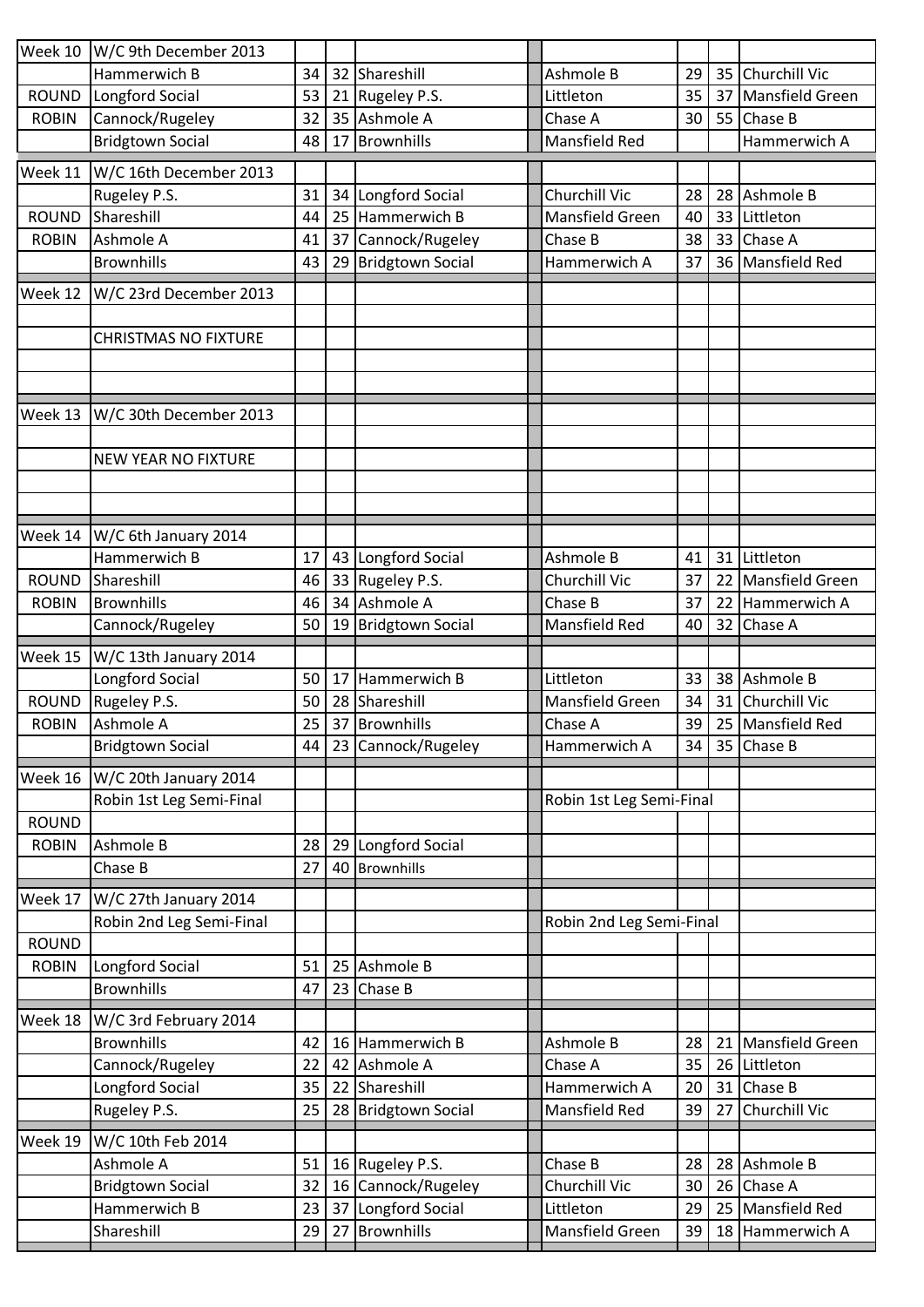| | | | | | | | | |
|---|---|---|---|---|---|---|---|---|
| Week 10 | W/C 9th December 2013 | | | | | | | |
| | Hammerwich B | 34 | 32 | Shareshill | Ashmole B | 29 | 35 | Churchill Vic |
| ROUND | Longford Social | 53 | 21 | Rugeley P.S. | Littleton | 35 | 37 | Mansfield Green |
| ROBIN | Cannock/Rugeley | 32 | 35 | Ashmole A | Chase A | 30 | 55 | Chase B |
| | Bridgtown Social | 48 | 17 | Brownhills | Mansfield Red | | | Hammerwich A |
| Week 11 | W/C 16th December 2013 | | | | | | | |
| | Rugeley P.S. | 31 | 34 | Longford Social | Churchill Vic | 28 | 28 | Ashmole B |
| ROUND | Shareshill | 44 | 25 | Hammerwich B | Mansfield Green | 40 | 33 | Littleton |
| ROBIN | Ashmole A | 41 | 37 | Cannock/Rugeley | Chase B | 38 | 33 | Chase A |
| | Brownhills | 43 | 29 | Bridgtown Social | Hammerwich A | 37 | 36 | Mansfield Red |
| Week 12 | W/C 23rd December 2013 | | | | | | | |
| | CHRISTMAS NO FIXTURE | | | | | | | |
| Week 13 | W/C 30th December 2013 | | | | | | | |
| | NEW YEAR NO FIXTURE | | | | | | | |
| Week 14 | W/C 6th January 2014 | | | | | | | |
| | Hammerwich B | 17 | 43 | Longford Social | Ashmole B | 41 | 31 | Littleton |
| ROUND | Shareshill | 46 | 33 | Rugeley P.S. | Churchill Vic | 37 | 22 | Mansfield Green |
| ROBIN | Brownhills | 46 | 34 | Ashmole A | Chase B | 37 | 22 | Hammerwich A |
| | Cannock/Rugeley | 50 | 19 | Bridgtown Social | Mansfield Red | 40 | 32 | Chase A |
| Week 15 | W/C 13th January 2014 | | | | | | | |
| | Longford Social | 50 | 17 | Hammerwich B | Littleton | 33 | 38 | Ashmole B |
| ROUND | Rugeley P.S. | 50 | 28 | Shareshill | Mansfield Green | 34 | 31 | Churchill Vic |
| ROBIN | Ashmole A | 25 | 37 | Brownhills | Chase A | 39 | 25 | Mansfield Red |
| | Bridgtown Social | 44 | 23 | Cannock/Rugeley | Hammerwich A | 34 | 35 | Chase B |
| Week 16 | W/C 20th January 2014 | | | | | | | |
| | Robin 1st Leg Semi-Final | | | | Robin 1st Leg Semi-Final | | | |
| ROUND | | | | | | | | |
| ROBIN | Ashmole B | 28 | 29 | Longford Social | | | | |
| | Chase B | 27 | 40 | Brownhills | | | | |
| Week 17 | W/C 27th January 2014 | | | | | | | |
| | Robin 2nd Leg Semi-Final | | | | Robin 2nd Leg Semi-Final | | | |
| ROUND | | | | | | | | |
| ROBIN | Longford Social | 51 | 25 | Ashmole B | | | | |
| | Brownhills | 47 | 23 | Chase B | | | | |
| Week 18 | W/C 3rd February 2014 | | | | | | | |
| | Brownhills | 42 | 16 | Hammerwich B | Ashmole B | 28 | 21 | Mansfield Green |
| | Cannock/Rugeley | 22 | 42 | Ashmole A | Chase A | 35 | 26 | Littleton |
| | Longford Social | 35 | 22 | Shareshill | Hammerwich A | 20 | 31 | Chase B |
| | Rugeley P.S. | 25 | 28 | Bridgtown Social | Mansfield Red | 39 | 27 | Churchill Vic |
| Week 19 | W/C 10th Feb 2014 | | | | | | | |
| | Ashmole A | 51 | 16 | Rugeley P.S. | Chase B | 28 | 28 | Ashmole B |
| | Bridgtown Social | 32 | 16 | Cannock/Rugeley | Churchill Vic | 30 | 26 | Chase A |
| | Hammerwich B | 23 | 37 | Longford Social | Littleton | 29 | 25 | Mansfield Red |
| | Shareshill | 29 | 27 | Brownhills | Mansfield Green | 39 | 18 | Hammerwich A |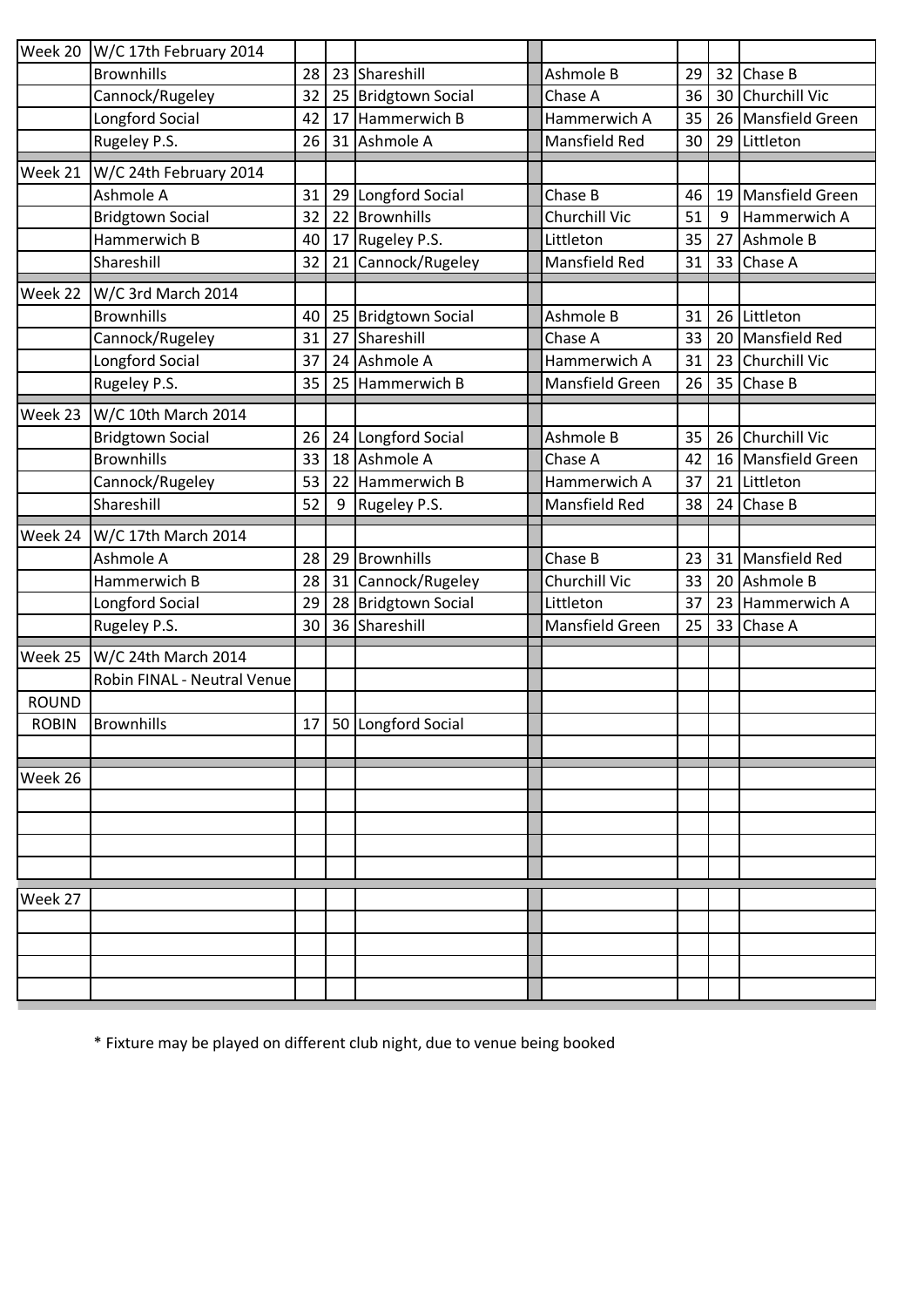| | | | | | | | | | |
|---|---|---|---|---|---|---|---|---|---|
| Week 20 | W/C 17th February 2014 | | | | | | | | |
| | Brownhills | 28 | 23 | Shareshill | | Ashmole B | 29 | 32 | Chase B |
| | Cannock/Rugeley | 32 | 25 | Bridgtown Social | | Chase A | 36 | 30 | Churchill Vic |
| | Longford Social | 42 | 17 | Hammerwich B | | Hammerwich A | 35 | 26 | Mansfield Green |
| | Rugeley P.S. | 26 | 31 | Ashmole A | | Mansfield Red | 30 | 29 | Littleton |
| Week 21 | W/C 24th February 2014 | | | | | | | | |
| | Ashmole A | 31 | 29 | Longford Social | | Chase B | 46 | 19 | Mansfield Green |
| | Bridgtown Social | 32 | 22 | Brownhills | | Churchill Vic | 51 | 9 | Hammerwich A |
| | Hammerwich B | 40 | 17 | Rugeley P.S. | | Littleton | 35 | 27 | Ashmole B |
| | Shareshill | 32 | 21 | Cannock/Rugeley | | Mansfield Red | 31 | 33 | Chase A |
| Week 22 | W/C 3rd March 2014 | | | | | | | | |
| | Brownhills | 40 | 25 | Bridgtown Social | | Ashmole B | 31 | 26 | Littleton |
| | Cannock/Rugeley | 31 | 27 | Shareshill | | Chase A | 33 | 20 | Mansfield Red |
| | Longford Social | 37 | 24 | Ashmole A | | Hammerwich A | 31 | 23 | Churchill Vic |
| | Rugeley P.S. | 35 | 25 | Hammerwich B | | Mansfield Green | 26 | 35 | Chase B |
| Week 23 | W/C 10th March 2014 | | | | | | | | |
| | Bridgtown Social | 26 | 24 | Longford Social | | Ashmole B | 35 | 26 | Churchill Vic |
| | Brownhills | 33 | 18 | Ashmole A | | Chase A | 42 | 16 | Mansfield Green |
| | Cannock/Rugeley | 53 | 22 | Hammerwich B | | Hammerwich A | 37 | 21 | Littleton |
| | Shareshill | 52 | 9 | Rugeley P.S. | | Mansfield Red | 38 | 24 | Chase B |
| Week 24 | W/C 17th March 2014 | | | | | | | | |
| | Ashmole A | 28 | 29 | Brownhills | | Chase B | 23 | 31 | Mansfield Red |
| | Hammerwich B | 28 | 31 | Cannock/Rugeley | | Churchill Vic | 33 | 20 | Ashmole B |
| | Longford Social | 29 | 28 | Bridgtown Social | | Littleton | 37 | 23 | Hammerwich A |
| | Rugeley P.S. | 30 | 36 | Shareshill | | Mansfield Green | 25 | 33 | Chase A |
| Week 25 | W/C 24th March 2014 | | | | | | | | |
| | Robin FINAL - Neutral Venue | | | | | | | | |
| ROUND | | | | | | | | | |
| ROBIN | Brownhills | 17 | 50 | Longford Social | | | | | |
| | | | | | | | | | |
| Week 26 | | | | | | | | | |
| | | | | | | | | | |
| | | | | | | | | | |
| | | | | | | | | | |
| | | | | | | | | | |
| Week 27 | | | | | | | | | |
| | | | | | | | | | |
| | | | | | | | | | |
| | | | | | | | | | |
| | | | | | | | | | |

* Fixture may be played on different club night, due to venue being booked